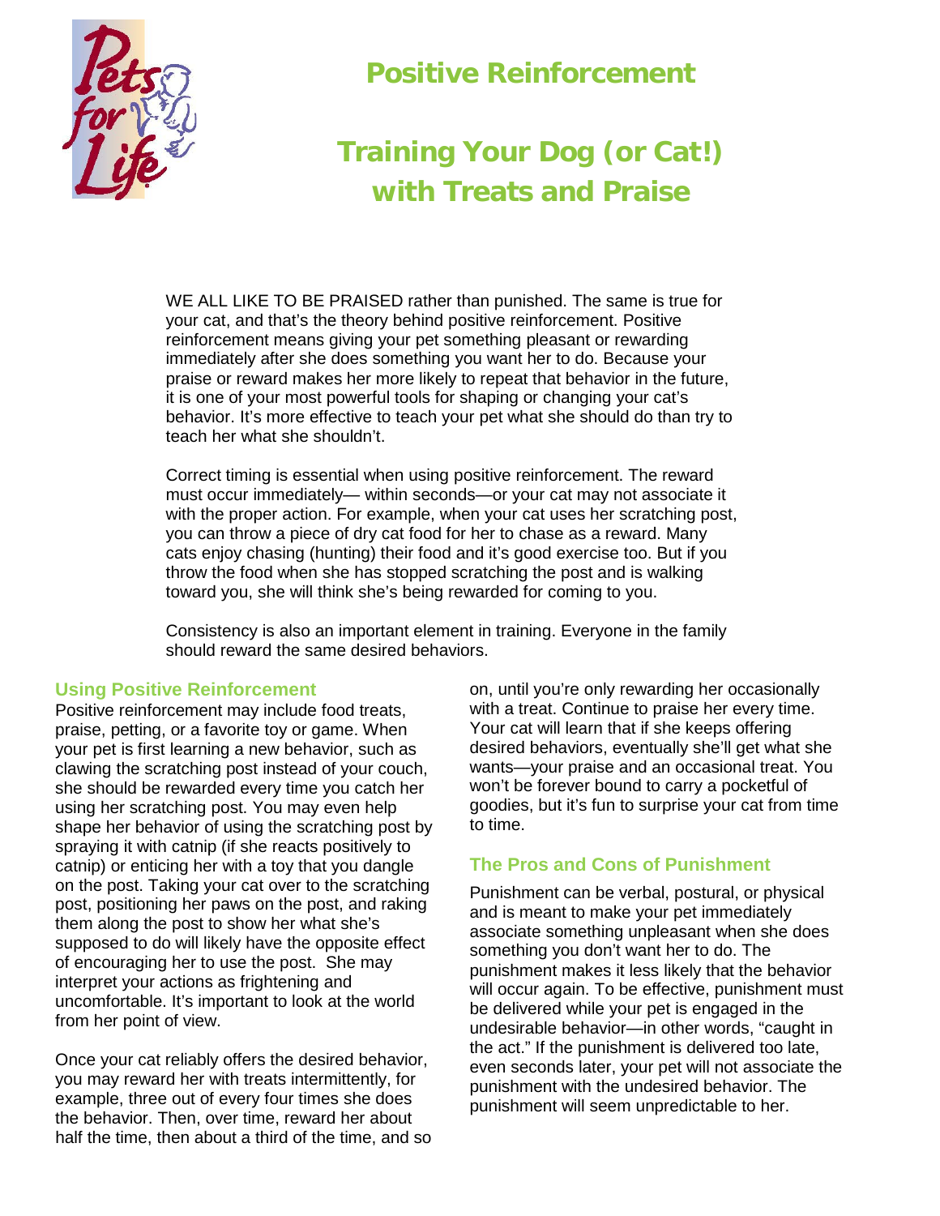# Positive Reinforcement

# Training Your Dog (or Cat!) with Treats and Praise

WE ALL LIKE TO BE PRAISED rather than punished. The same is true for your cat, and that's the theory behind positive reinforcement. Positive reinforcement means giving your pet something pleasant or rewarding immediately after she does something you want her to do. Because your praise or reward makes her more likely to repeat that behavior in the future, it is one of your most powerful tools for shaping or changing your cat's behavior. It's more effective to teach your pet what she should do than try to teach her what she shouldn't.

Correct timing is essential when using positive reinforcement. The reward must occur immediately— within seconds—or your cat may not associate it with the proper action. For example, when your cat uses her scratching post, you can throw a piece of dry cat food for her to chase as a reward. Many cats enjoy chasing (hunting) their food and it's good exercise too. But if you throw the food when she has stopped scratching the post and is walking toward you, she will think she's being rewarded for coming to you.

Consistency is also an important element in training. Everyone in the family should reward the same desired behaviors.

## Using Positive Reinforcement

Positive reinforcement may include food treats, praise, petting, or a favorite toy or game. When your pet is first learning a new behavior, such as clawing the scratching post instead of your couch, she should be rewarded every time you catch her using her scratching post. You may even help shape her behavior of using the scratching post by spraying it with catnip (if she reacts positively to catnip) or enticing her with a toy that you dangle on the post. Taking your cat over to the scratching post, positioning her paws on the post, and raking them along the post to show her what she's supposed to do will likely have the opposite effect of encouraging her to use the post. She may interpret your actions as frightening and uncomfortable. It's important to look at the world from her point of view.

Once your cat reliably offers the desired behavior, you may reward her with treats intermittently, for example, three out of every four times she does the behavior. Then, over time, reward her about half the time, then about a third of the time, and so on, until you're only rewarding her occasionally with a treat. Continue to praise her every time. Your cat will learn that if she keeps offering desired behaviors, eventually she'll get what she wants—your praise and an occasional treat. You won't be forever bound to carry a pocketful of goodies, but it's fun to surprise your cat from time to time.

## The Pros and Cons of Punishment

Punishment can be verbal, postural, or physical and is meant to make your pet immediately associate something unpleasant when she does something you don't want her to do. The punishment makes it less likely that the behavior will occur again. To be effective, punishment must be delivered while your pet is engaged in the undesirable behavior—in other words, "caught in the act." If the punishment is delivered too late, even seconds later, your pet will not associate the punishment with the undesired behavior. The punishment will seem unpredictable to her.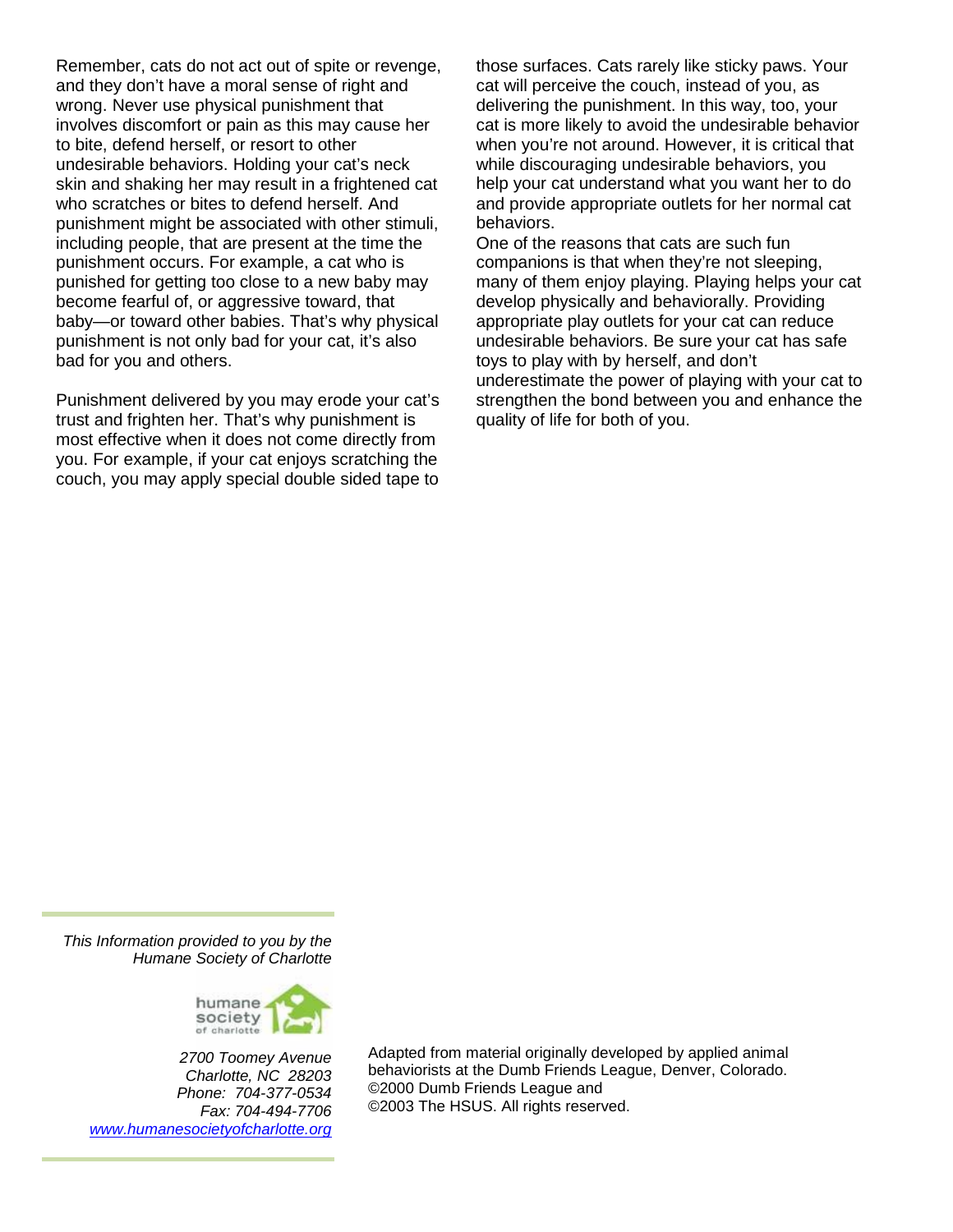Remember, cats do not act out of spite or revenge, and they don't have a moral sense of right and wrong. Never use physical punishment that involves discomfort or pain as this may cause her to bite, defend herself, or resort to other undesirable behaviors. Holding your cat's neck skin and shaking her may result in a frightened cat who scratches or bites to defend herself. And punishment might be associated with other stimuli, including people, that are present at the time the punishment occurs. For example, a cat who is punished for getting too close to a new baby may become fearful of, or aggressive toward, that baby—or toward other babies. That's why physical punishment is not only bad for your cat, it's also bad for you and others.

Punishment delivered by you may erode your cat's trust and frighten her. That's why punishment is most effective when it does not come directly from you. For example, if your cat enjoys scratching the couch, you may apply special double sided tape to those surfaces. Cats rarely like sticky paws. Your cat will perceive the couch, instead of you, as delivering the punishment. In this way, too, your cat is more likely to avoid the undesirable behavior when you're not around. However, it is critical that while discouraging undesirable behaviors, you help your cat understand what you want her to do and provide appropriate outlets for her normal cat behaviors.

One of the reasons that cats are such fun companions is that when they're not sleeping, many of them enjoy playing. Playing helps your cat develop physically and behaviorally. Providing appropriate play outlets for your cat can reduce undesirable behaviors. Be sure your cat has safe toys to play with by herself, and don't underestimate the power of playing with your cat to strengthen the bond between you and enhance the quality of life for both of you.

*This Information provided to you by the Humane Society of Charlotte*

humane society of charlotte

*2700 Toomey Avenue*
*Charlotte, NC 28203*
*Phone: 704-377-0534*
*Fax: 704-494-7706*
*www.humanesocietyofcharlotte.org*

Adapted from material originally developed by applied animal behaviorists at the Dumb Friends League, Denver, Colorado. ©2000 Dumb Friends League and ©2003 The HSUS. All rights reserved.